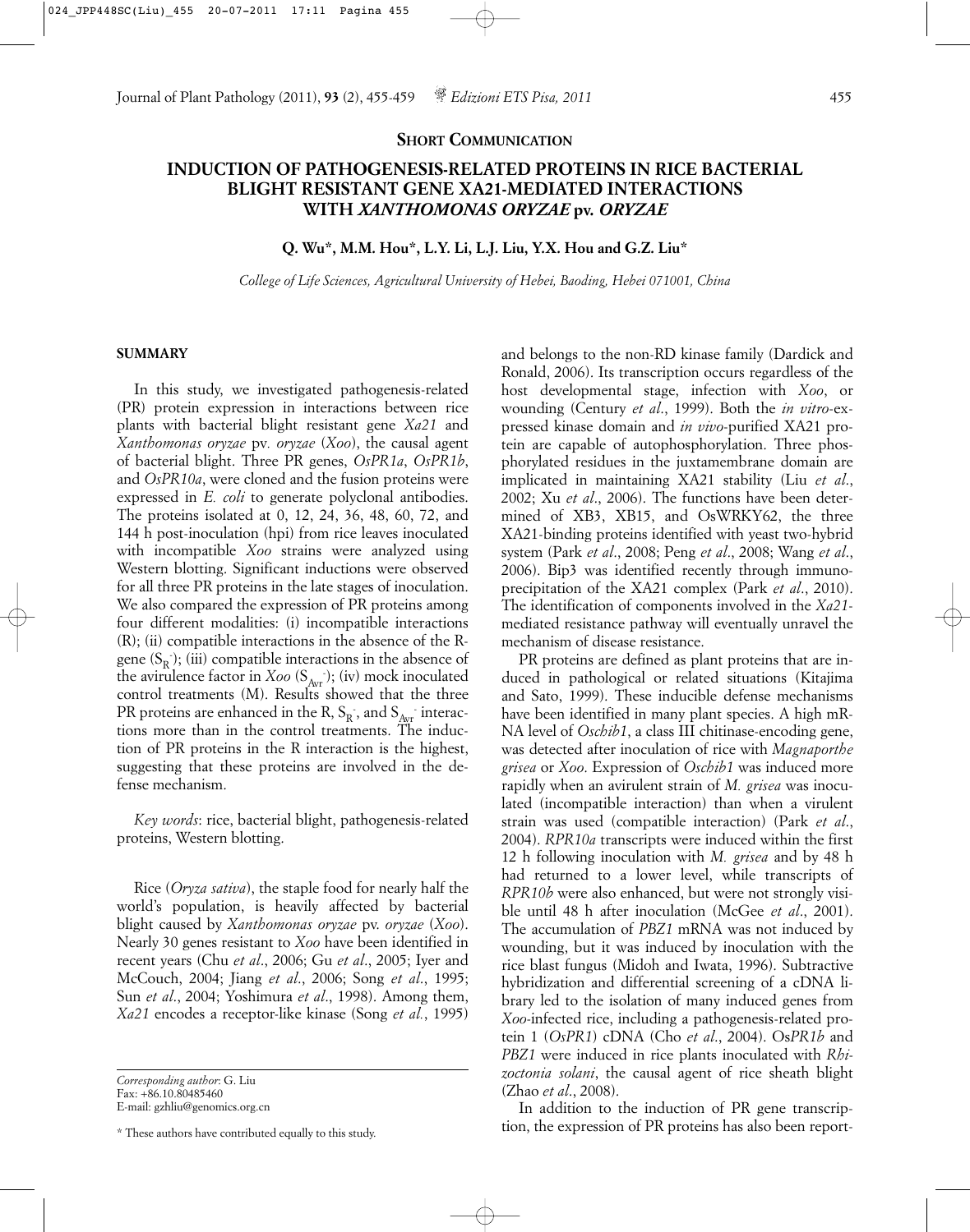**SHORT COMMUNICATION**

# INDUCTION OF PATHOGENESIS-RELATED PROTEINS IN RICE BACTERIAL BLIGHT RESISTANT GENE XA21-MEDIATED INTERACTIONS WITH *XANTHOMONAS ORYZAE* pv. *ORYZAE*

**Q. Wu\*, M.M. Hou\*, L.Y. Li, L.J. Liu, Y.X. Hou and G.Z. Liu\***

*College of Life Sciences, Agricultural University of Hebei, Baoding, Hebei 071001, China*

## SUMMARY

In this study, we investigated pathogenesis-related (PR) protein expression in interactions between rice plants with bacterial blight resistant gene *Xa21* and *Xanthomonas oryzae* pv. *oryzae* (*Xoo*), the causal agent of bacterial blight. Three PR genes, *OsPR1a*, *OsPR1b*, and *OsPR10a*, were cloned and the fusion proteins were expressed in *E. coli* to generate polyclonal antibodies. The proteins isolated at 0, 12, 24, 36, 48, 60, 72, and 144 h post-inoculation (hpi) from rice leaves inoculated with incompatible *Xoo* strains were analyzed using Western blotting. Significant inductions were observed for all three PR proteins in the late stages of inoculation. We also compared the expression of PR proteins among four different modalities: (i) incompatible interactions (R); (ii) compatible interactions in the absence of the R-gene ($S_R^-$); (iii) compatible interactions in the absence of the avirulence factor in *Xoo* ($S_{Avr}^-$); (iv) mock inoculated control treatments (M). Results showed that the three PR proteins are enhanced in the R, $S_R^-$, and $S_{Avr}^-$ interactions more than in the control treatments. The induction of PR proteins in the R interaction is the highest, suggesting that these proteins are involved in the defense mechanism.

*Key words*: rice, bacterial blight, pathogenesis-related proteins, Western blotting.

Rice (*Oryza sativa*), the staple food for nearly half the world's population, is heavily affected by bacterial blight caused by *Xanthomonas oryzae* pv. *oryzae* (*Xoo*). Nearly 30 genes resistant to *Xoo* have been identified in recent years (Chu *et al*., 2006; Gu *et al*., 2005; Iyer and McCouch, 2004; Jiang *et al*., 2006; Song *et al*., 1995; Sun *et al*., 2004; Yoshimura *et al*., 1998). Among them, *Xa21* encodes a receptor-like kinase (Song *et al.*, 1995) and belongs to the non-RD kinase family (Dardick and Ronald, 2006). Its transcription occurs regardless of the host developmental stage, infection with *Xoo*, or wounding (Century *et al*., 1999). Both the *in vitro*-expressed kinase domain and *in vivo*-purified XA21 protein are capable of autophosphorylation. Three phosphorylated residues in the juxtamembrane domain are implicated in maintaining XA21 stability (Liu *et al*., 2002; Xu *et al*., 2006). The functions have been determined of XB3, XB15, and OsWRKY62, the three XA21-binding proteins identified with yeast two-hybrid system (Park *et al*., 2008; Peng *et al*., 2008; Wang *et al*., 2006). Bip3 was identified recently through immunoprecipitation of the XA21 complex (Park *et al*., 2010). The identification of components involved in the *Xa21*-mediated resistance pathway will eventually unravel the mechanism of disease resistance.

PR proteins are defined as plant proteins that are induced in pathological or related situations (Kitajima and Sato, 1999). These inducible defense mechanisms have been identified in many plant species. A high mRNA level of *Oschib1*, a class III chitinase-encoding gene, was detected after inoculation of rice with *Magnaporthe grisea* or *Xoo*. Expression of *Oschib1* was induced more rapidly when an avirulent strain of *M. grisea* was inoculated (incompatible interaction) than when a virulent strain was used (compatible interaction) (Park *et al*., 2004). *RPR10a* transcripts were induced within the first 12 h following inoculation with *M. grisea* and by 48 h had returned to a lower level, while transcripts of *RPR10b* were also enhanced, but were not strongly visible until 48 h after inoculation (McGee *et al*., 2001). The accumulation of *PBZ1* mRNA was not induced by wounding, but it was induced by inoculation with the rice blast fungus (Midoh and Iwata, 1996). Subtractive hybridization and differential screening of a cDNA library led to the isolation of many induced genes from *Xoo*-infected rice, including a pathogenesis-related protein 1 (*OsPR1*) cDNA (Cho *et al*., 2004). Os*PR1b* and *PBZ1* were induced in rice plants inoculated with *Rhizoctonia solani*, the causal agent of rice sheath blight (Zhao *et al*., 2008).

In addition to the induction of PR gene transcription, the expression of PR proteins has also been report-

*Corresponding author*: G. Liu
Fax: +86.10.80485460
E-mail: gzhliu@genomics.org.cn

\* These authors have contributed equally to this study.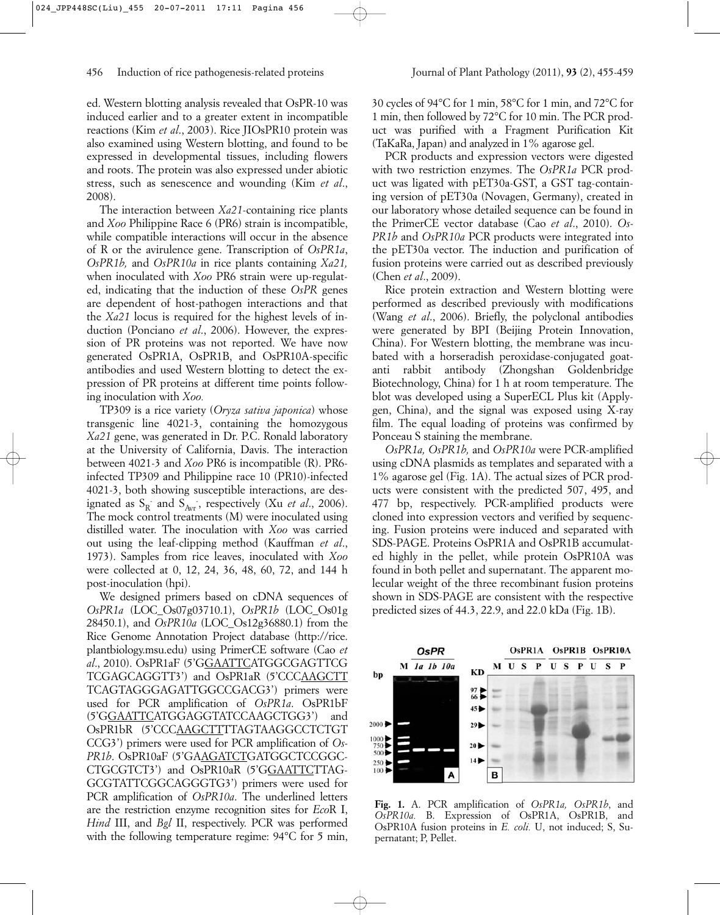ed. Western blotting analysis revealed that OsPR-10 was induced earlier and to a greater extent in incompatible reactions (Kim *et al*., 2003). Rice JIOsPR10 protein was also examined using Western blotting, and found to be expressed in developmental tissues, including flowers and roots. The protein was also expressed under abiotic stress, such as senescence and wounding (Kim *et al*., 2008).

The interaction between *Xa21*-containing rice plants and *Xoo* Philippine Race 6 (PR6) strain is incompatible, while compatible interactions will occur in the absence of R or the avirulence gene. Transcription of *OsPR1a*, *OsPR1b,* and *OsPR10a* in rice plants containing *Xa21,* when inoculated with *Xoo* PR6 strain were up-regulated, indicating that the induction of these *OsPR* genes are dependent of host-pathogen interactions and that the *Xa21* locus is required for the highest levels of induction (Ponciano *et al*., 2006). However, the expression of PR proteins was not reported. We have now generated OsPR1A, OsPR1B, and OsPR10A-specific antibodies and used Western blotting to detect the expression of PR proteins at different time points following inoculation with *Xoo.*

TP309 is a rice variety (*Oryza sativa japonica*) whose transgenic line 4021-3, containing the homozygous *Xa21* gene, was generated in Dr. P.C. Ronald laboratory at the University of California, Davis. The interaction between 4021-3 and *Xoo* PR6 is incompatible (R). PR6-infected TP309 and Philippine race 10 (PR10)-infected 4021-3, both showing susceptible interactions, are designated as $S_R^-$ and $S_{Avr}^-$, respectively (Xu *et al*., 2006). The mock control treatments (M) were inoculated using distilled water. The inoculation with *Xoo* was carried out using the leaf-clipping method (Kauffman *et al*., 1973). Samples from rice leaves, inoculated with *Xoo* were collected at 0, 12, 24, 36, 48, 60, 72, and 144 h post-inoculation (hpi).

We designed primers based on cDNA sequences of *OsPR1a* (LOC_Os07g03710.1), *OsPR1b* (LOC_Os01g 28450.1), and *OsPR10a* (LOC_Os12g36880.1) from the Rice Genome Annotation Project database (http://rice. plantbiology.msu.edu) using PrimerCE software (Cao *et al*., 2010). OsPR1aF (5'GGAATTCATGGCGAGTTCG TCGAGCAGGTT3') and OsPR1aR (5'CCCAAGCTT TCAGTAGGGGAGATTGGCCGACG3') primers were used for PCR amplification of *OsPR1a*. OsPR1bF (5'GGAATTCATGGAGGTATCCAAGCTGG3') and OsPR1bR (5'CCCAAGCTTTTAGTAAGGCCTCTGT CCG3') primers were used for PCR amplification of *OsPR1b*. OsPR10aF (5'GAAGATCTGATGGCTCCGGC-CTGCGTCT3') and OsPR10aR (5'GGAATTCTTAG-GCGTATTCGGCAGGGTG3') primers were used for PCR amplification of *OsPR10a*. The underlined letters are the restriction enzyme recognition sites for *Eco*R I, *Hind* III, and *Bgl* II, respectively. PCR was performed with the following temperature regime: 94°C for 5 min, 30 cycles of 94°C for 1 min, 58°C for 1 min, and 72°C for 1 min, then followed by 72°C for 10 min. The PCR product was purified with a Fragment Purification Kit (TaKaRa, Japan) and analyzed in 1% agarose gel.

PCR products and expression vectors were digested with two restriction enzymes. The *OsPR1a* PCR product was ligated with pET30a-GST, a GST tag-containing version of pET30a (Novagen, Germany), created in our laboratory whose detailed sequence can be found in the PrimerCE vector database (Cao *et al*., 2010). *OsPR1b* and *OsPR10a* PCR products were integrated into the pET30a vector. The induction and purification of fusion proteins were carried out as described previously (Chen *et al*., 2009).

Rice protein extraction and Western blotting were performed as described previously with modifications (Wang *et al*., 2006). Briefly, the polyclonal antibodies were generated by BPI (Beijing Protein Innovation, China). For Western blotting, the membrane was incubated with a horseradish peroxidase-conjugated goat-anti rabbit antibody (Zhongshan Goldenbridge Biotechnology, China) for 1 h at room temperature. The blot was developed using a SuperECL Plus kit (Applygen, China), and the signal was exposed using X-ray film. The equal loading of proteins was confirmed by Ponceau S staining the membrane.

*OsPR1a, OsPR1b,* and *OsPR10a* were PCR-amplified using cDNA plasmids as templates and separated with a 1% agarose gel (Fig. 1A). The actual sizes of PCR products were consistent with the predicted 507, 495, and 477 bp, respectively. PCR-amplified products were cloned into expression vectors and verified by sequencing. Fusion proteins were induced and separated with SDS-PAGE. Proteins OsPR1A and OsPR1B accumulated highly in the pellet, while protein OsPR10A was found in both pellet and supernatant. The apparent molecular weight of the three recombinant fusion proteins shown in SDS-PAGE are consistent with the respective predicted sizes of 44.3, 22.9, and 22.0 kDa (Fig. 1B).

**Fig. 1.** A. PCR amplification of *OsPR1a, OsPR1b*, and *OsPR10a.* B. Expression of OsPR1A, OsPR1B, and OsPR10A fusion proteins in *E. coli.* U, not induced; S, Supernatant; P, Pellet.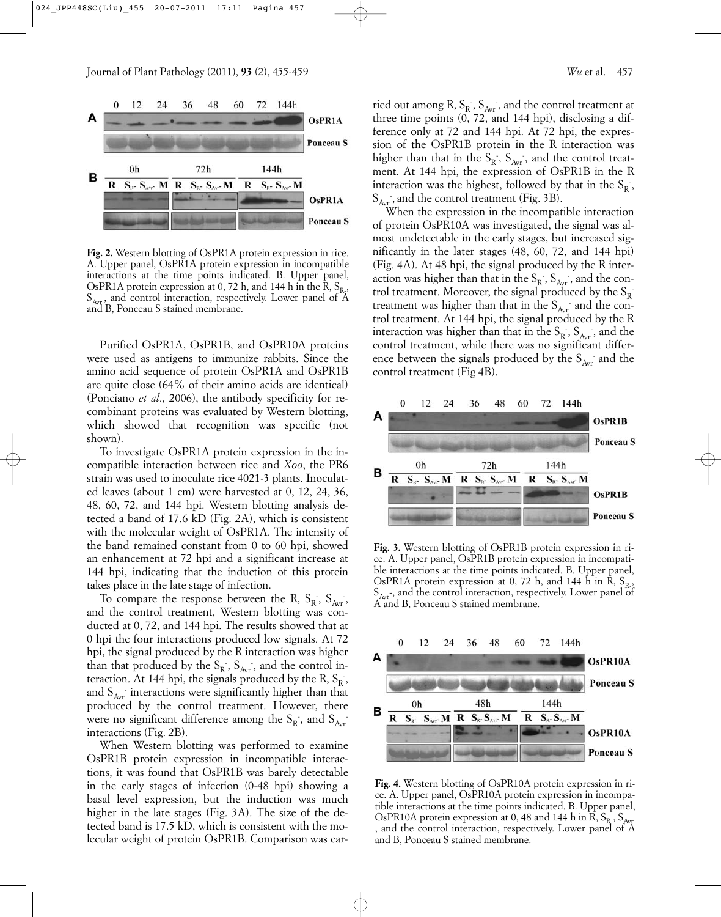**Fig. 2.** Western blotting of OsPR1A protein expression in rice. A. Upper panel, OsPR1A protein expression in incompatible interactions at the time points indicated. B. Upper panel, OsPR1A protein expression at 0, 72 h, and 144 h in the R, $S_{R^-}$, $S_{Avr^-}$, and control interaction, respectively. Lower panel of A and B, Ponceau S stained membrane.

Purified OsPR1A, OsPR1B, and OsPR10A proteins were used as antigens to immunize rabbits. Since the amino acid sequence of protein OsPR1A and OsPR1B are quite close (64% of their amino acids are identical) (Ponciano *et al*., 2006), the antibody specificity for recombinant proteins was evaluated by Western blotting, which showed that recognition was specific (not shown).

To investigate OsPR1A protein expression in the incompatible interaction between rice and *Xoo*, the PR6 strain was used to inoculate rice 4021-3 plants. Inoculated leaves (about 1 cm) were harvested at 0, 12, 24, 36, 48, 60, 72, and 144 hpi. Western blotting analysis detected a band of 17.6 kD (Fig. 2A), which is consistent with the molecular weight of OsPR1A. The intensity of the band remained constant from 0 to 60 hpi, showed an enhancement at 72 hpi and a significant increase at 144 hpi, indicating that the induction of this protein takes place in the late stage of infection.

To compare the response between the R, $S_R^-$, $S_{Avr}^-$, and the control treatment, Western blotting was conducted at 0, 72, and 144 hpi. The results showed that at 0 hpi the four interactions produced low signals. At 72 hpi, the signal produced by the R interaction was higher than that produced by the $S_R^-$, $S_{Avr}^-$, and the control interaction. At 144 hpi, the signals produced by the R, $S_R^-$, and $S_{Avr}^-$ interactions were significantly higher than that produced by the control treatment. However, there were no significant difference among the $S_R^-$, and $S_{Avr}^-$ interactions (Fig. 2B).

When Western blotting was performed to examine OsPR1B protein expression in incompatible interactions, it was found that OsPR1B was barely detectable in the early stages of infection (0-48 hpi) showing a basal level expression, but the induction was much higher in the late stages (Fig. 3A). The size of the detected band is 17.5 kD, which is consistent with the molecular weight of protein OsPR1B. Comparison was carried out among R, $S_R^-$, $S_{Avr}^-$, and the control treatment at three time points (0, 72, and 144 hpi), disclosing a difference only at 72 and 144 hpi. At 72 hpi, the expression of the OsPR1B protein in the R interaction was higher than that in the $S_R^-$, $S_{Avr}^-$, and the control treatment. At 144 hpi, the expression of OsPR1B in the R interaction was the highest, followed by that in the $S_R^-$, $S_{Avr}^-$, and the control treatment (Fig. 3B).

When the expression in the incompatible interaction of protein OsPR10A was investigated, the signal was almost undetectable in the early stages, but increased significantly in the later stages (48, 60, 72, and 144 hpi) (Fig. 4A). At 48 hpi, the signal produced by the R interaction was higher than that in the $S_R^-$, $S_{Avr}^-$, and the control treatment. Moreover, the signal produced by the $S_R^-$ treatment was higher than that in the $S_{Avr}^-$ and the control treatment. At 144 hpi, the signal produced by the R interaction was higher than that in the $S_R^-$, $S_{Avr}^-$, and the control treatment, while there was no significant difference between the signals produced by the $S_{Avr}^-$ and the control treatment (Fig 4B).

**Fig. 3.** Western blotting of OsPR1B protein expression in rice. A. Upper panel, OsPR1B protein expression in incompatible interactions at the time points indicated. B. Upper panel, OsPR1A protein expression at 0, 72 h, and 144 h in R, $S_{R^-}$, $S_{Avr^-}$, and the control interaction, respectively. Lower panel of A and B, Ponceau S stained membrane.

**Fig. 4.** Western blotting of OsPR10A protein expression in rice. A. Upper panel, OsPR10A protein expression in incompatible interactions at the time points indicated. B. Upper panel, OsPR10A protein expression at 0, 48 and 144 h in R, $S_{R^-}$, $S_{Avr^-}$, and the control interaction, respectively. Lower panel of A and B, Ponceau S stained membrane.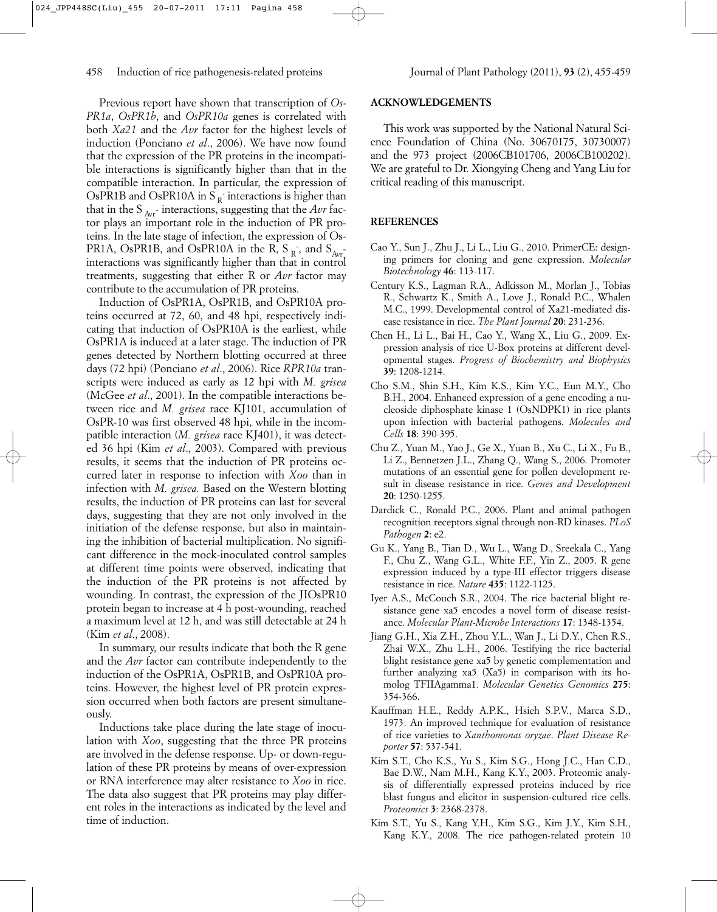Previous report have shown that transcription of *OsPR1a*, *OsPR1b*, and *OsPR10a* genes is correlated with both *Xa21* and the *Avr* factor for the highest levels of induction (Ponciano *et al*., 2006). We have now found that the expression of the PR proteins in the incompatible interactions is significantly higher than that in the compatible interaction. In particular, the expression of OsPR1B and OsPR10A in $S_R$- interactions is higher than that in the $S_{Avr}$- interactions, suggesting that the *Avr* factor plays an important role in the induction of PR proteins. In the late stage of infection, the expression of OsPR1A, OsPR1B, and OsPR10A in the R, $S_R$-, and $S_{Avr}$- interactions was significantly higher than that in control treatments, suggesting that either R or *Avr* factor may contribute to the accumulation of PR proteins.

Induction of OsPR1A, OsPR1B, and OsPR10A proteins occurred at 72, 60, and 48 hpi, respectively indicating that induction of OsPR10A is the earliest, while OsPR1A is induced at a later stage. The induction of PR genes detected by Northern blotting occurred at three days (72 hpi) (Ponciano *et al*., 2006). Rice *RPR10a* transcripts were induced as early as 12 hpi with *M. grisea* (McGee *et al*., 2001). In the compatible interactions between rice and *M. grisea* race KJ101, accumulation of OsPR-10 was first observed 48 hpi, while in the incompatible interaction (*M. grisea* race KJ401), it was detected 36 hpi (Kim *et al*., 2003). Compared with previous results, it seems that the induction of PR proteins occurred later in response to infection with *Xoo* than in infection with *M. grisea.* Based on the Western blotting results, the induction of PR proteins can last for several days, suggesting that they are not only involved in the initiation of the defense response, but also in maintaining the inhibition of bacterial multiplication. No significant difference in the mock-inoculated control samples at different time points were observed, indicating that the induction of the PR proteins is not affected by wounding. In contrast, the expression of the JIOsPR10 protein began to increase at 4 h post-wounding, reached a maximum level at 12 h, and was still detectable at 24 h (Kim *et al*., 2008).

In summary, our results indicate that both the R gene and the *Avr* factor can contribute independently to the induction of the OsPR1A, OsPR1B, and OsPR10A proteins. However, the highest level of PR protein expression occurred when both factors are present simultaneously.

Inductions take place during the late stage of inoculation with *Xoo*, suggesting that the three PR proteins are involved in the defense response. Up- or down-regulation of these PR proteins by means of over-expression or RNA interference may alter resistance to *Xoo* in rice. The data also suggest that PR proteins may play different roles in the interactions as indicated by the level and time of induction.

## ACKNOWLEDGEMENTS

This work was supported by the National Natural Science Foundation of China (No. 30670175, 30730007) and the 973 project (2006CB101706, 2006CB100202). We are grateful to Dr. Xiongying Cheng and Yang Liu for critical reading of this manuscript.

## REFERENCES

Cao Y., Sun J., Zhu J., Li L., Liu G., 2010. PrimerCE: designing primers for cloning and gene expression. *Molecular Biotechnology* **46**: 113-117.

Century K.S., Lagman R.A., Adkisson M., Morlan J., Tobias R., Schwartz K., Smith A., Love J., Ronald P.C., Whalen M.C., 1999. Developmental control of Xa21-mediated disease resistance in rice. *The Plant Journal* **20**: 231-236.

Chen H., Li L., Bai H., Cao Y., Wang X., Liu G., 2009. Expression analysis of rice U-Box proteins at different developmental stages. *Progress of Biochemistry and Biophysics* **39**: 1208-1214.

Cho S.M., Shin S.H., Kim K.S., Kim Y.C., Eun M.Y., Cho B.H., 2004. Enhanced expression of a gene encoding a nucleoside diphosphate kinase 1 (OsNDPK1) in rice plants upon infection with bacterial pathogens. *Molecules and Cells* **18**: 390-395.

Chu Z., Yuan M., Yao J., Ge X., Yuan B., Xu C., Li X., Fu B., Li Z., Bennetzen J.L., Zhang Q., Wang S., 2006. Promoter mutations of an essential gene for pollen development result in disease resistance in rice. *Genes and Development* **20**: 1250-1255.

Dardick C., Ronald P.C., 2006. Plant and animal pathogen recognition receptors signal through non-RD kinases. *PLoS Pathogen* **2**: e2.

Gu K., Yang B., Tian D., Wu L., Wang D., Sreekala C., Yang F., Chu Z., Wang G.L., White F.F., Yin Z., 2005. R gene expression induced by a type-III effector triggers disease resistance in rice. *Nature* **435**: 1122-1125.

Iyer A.S., McCouch S.R., 2004. The rice bacterial blight resistance gene xa5 encodes a novel form of disease resistance. *Molecular Plant-Microbe Interactions* **17**: 1348-1354.

Jiang G.H., Xia Z.H., Zhou Y.L., Wan J., Li D.Y., Chen R.S., Zhai W.X., Zhu L.H., 2006. Testifying the rice bacterial blight resistance gene xa5 by genetic complementation and further analyzing xa5 (Xa5) in comparison with its homolog TFIIAgamma1. *Molecular Genetics Genomics* **275**: 354-366.

Kauffman H.E., Reddy A.P.K., Hsieh S.P.V., Marca S.D., 1973. An improved technique for evaluation of resistance of rice varieties to *Xanthomonas oryzae*. *Plant Disease Reporter* **57**: 537-541.

Kim S.T., Cho K.S., Yu S., Kim S.G., Hong J.C., Han C.D., Bae D.W., Nam M.H., Kang K.Y., 2003. Proteomic analysis of differentially expressed proteins induced by rice blast fungus and elicitor in suspension-cultured rice cells. *Proteomics* **3**: 2368-2378.

Kim S.T., Yu S., Kang Y.H., Kim S.G., Kim J.Y., Kim S.H., Kang K.Y., 2008. The rice pathogen-related protein 10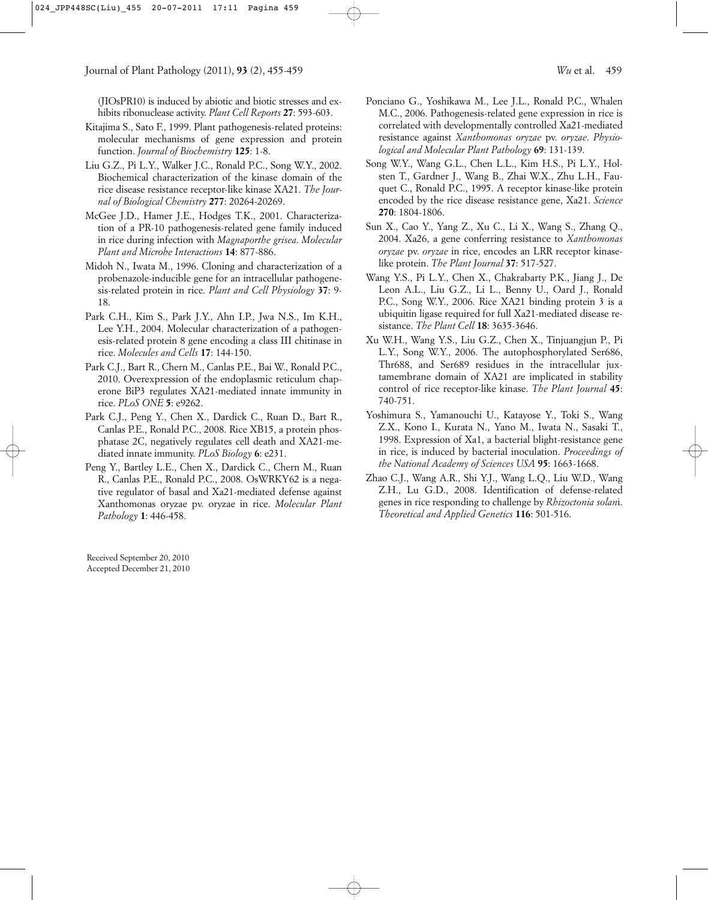(JIOsPR10) is induced by abiotic and biotic stresses and exhibits ribonuclease activity. *Plant Cell Reports* **27**: 593-603.

Kitajima S., Sato F., 1999. Plant pathogenesis-related proteins: molecular mechanisms of gene expression and protein function. *Journal of Biochemistry* **125**: 1-8.

Liu G.Z., Pi L.Y., Walker J.C., Ronald P.C., Song W.Y., 2002. Biochemical characterization of the kinase domain of the rice disease resistance receptor-like kinase XA21. *The Journal of Biological Chemistry* **277**: 20264-20269.

McGee J.D., Hamer J.E., Hodges T.K., 2001. Characterization of a PR-10 pathogenesis-related gene family induced in rice during infection with *Magnaporthe grisea*. *Molecular Plant and Microbe Interactions* **14**: 877-886.

Midoh N., Iwata M., 1996. Cloning and characterization of a probenazole-inducible gene for an intracellular pathogenesis-related protein in rice. *Plant and Cell Physiology* **37**: 9-18.

Park C.H., Kim S., Park J.Y., Ahn I.P., Jwa N.S., Im K.H., Lee Y.H., 2004. Molecular characterization of a pathogenesis-related protein 8 gene encoding a class III chitinase in rice. *Molecules and Cells* **17**: 144-150.

Park C.J., Bart R., Chern M., Canlas P.E., Bai W., Ronald P.C., 2010. Overexpression of the endoplasmic reticulum chaperone BiP3 regulates XA21-mediated innate immunity in rice. *PLoS ONE* **5**: e9262.

Park C.J., Peng Y., Chen X., Dardick C., Ruan D., Bart R., Canlas P.E., Ronald P.C., 2008. Rice XB15, a protein phosphatase 2C, negatively regulates cell death and XA21-mediated innate immunity. *PLoS Biology* **6**: e231.

Peng Y., Bartley L.E., Chen X., Dardick C., Chern M., Ruan R., Canlas P.E., Ronald P.C., 2008. OsWRKY62 is a negative regulator of basal and Xa21-mediated defense against Xanthomonas oryzae pv. oryzae in rice. *Molecular Plant Pathology* **1**: 446-458.

Ponciano G., Yoshikawa M., Lee J.L., Ronald P.C., Whalen M.C., 2006. Pathogenesis-related gene expression in rice is correlated with developmentally controlled Xa21-mediated resistance against *Xanthomonas oryzae* pv. *oryzae*. *Physiological and Molecular Plant Pathology* **69**: 131-139.

Song W.Y., Wang G.L., Chen L.L., Kim H.S., Pi L.Y., Holsten T., Gardner J., Wang B., Zhai W.X., Zhu L.H., Fauquet C., Ronald P.C., 1995. A receptor kinase-like protein encoded by the rice disease resistance gene, Xa21. *Science* **270**: 1804-1806.

Sun X., Cao Y., Yang Z., Xu C., Li X., Wang S., Zhang Q., 2004. Xa26, a gene conferring resistance to *Xanthomonas oryzae* pv. *oryzae* in rice, encodes an LRR receptor kinase-like protein. *The Plant Journal* **37**: 517-527.

Wang Y.S., Pi L.Y., Chen X., Chakrabarty P.K., Jiang J., De Leon A.L., Liu G.Z., Li L., Benny U., Oard J., Ronald P.C., Song W.Y., 2006. Rice XA21 binding protein 3 is a ubiquitin ligase required for full Xa21-mediated disease resistance. *The Plant Cell* **18**: 3635-3646.

Xu W.H., Wang Y.S., Liu G.Z., Chen X., Tinjuangjun P., Pi L.Y., Song W.Y., 2006. The autophosphorylated Ser686, Thr688, and Ser689 residues in the intracellular juxtamembrane domain of XA21 are implicated in stability control of rice receptor-like kinase. *The Plant Journal* **45**: 740-751.

Yoshimura S., Yamanouchi U., Katayose Y., Toki S., Wang Z.X., Kono I., Kurata N., Yano M., Iwata N., Sasaki T., 1998. Expression of Xa1, a bacterial blight-resistance gene in rice, is induced by bacterial inoculation. *Proceedings of the National Academy of Sciences USA* **95**: 1663-1668.

Zhao C.J., Wang A.R., Shi Y.J., Wang L.Q., Liu W.D., Wang Z.H., Lu G.D., 2008. Identification of defense-related genes in rice responding to challenge by *Rhizoctonia solani*. *Theoretical and Applied Genetics* **116**: 501-516.

Received September 20, 2010
Accepted December 21, 2010